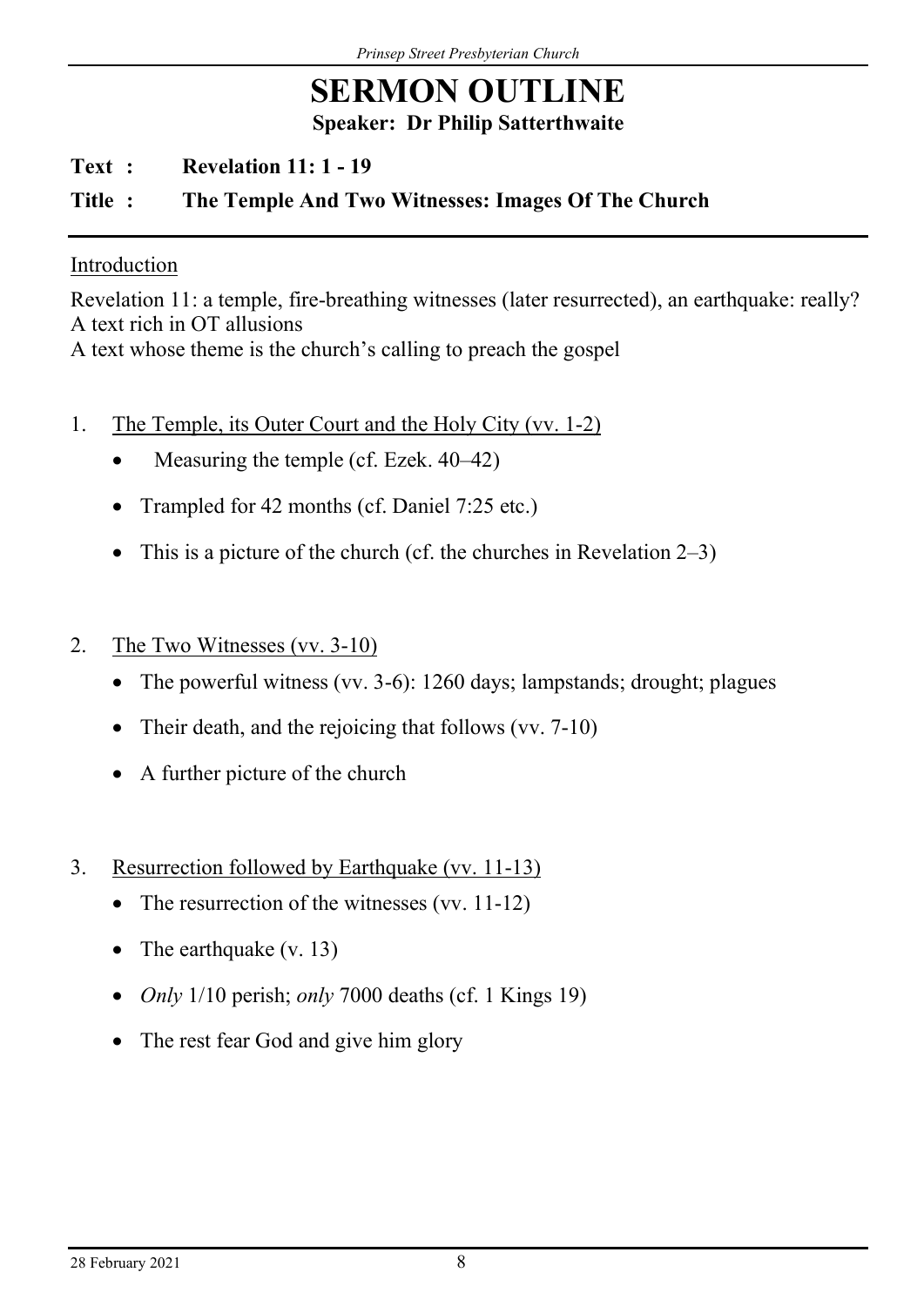# SERMON OUTLINE

**Speaker: Dr Philip Satterthwaite**

**Text : Revelation 11: 1 - 19**

**Title : The Temple And Two Witnesses: Images Of The Church**

---

Introduction

Revelation 11: a temple, fire-breathing witnesses (later resurrected), an earthquake: really?
A text rich in OT allusions
A text whose theme is the church's calling to preach the gospel

1. The Temple, its Outer Court and the Holy City (vv. 1-2)
   - Measuring the temple (cf. Ezek. 40–42)
   - Trampled for 42 months (cf. Daniel 7:25 etc.)
   - This is a picture of the church (cf. the churches in Revelation 2–3)

2. The Two Witnesses (vv. 3-10)
   - The powerful witness (vv. 3-6): 1260 days; lampstands; drought; plagues
   - Their death, and the rejoicing that follows (vv. 7-10)
   - A further picture of the church

3. Resurrection followed by Earthquake (vv. 11-13)
   - The resurrection of the witnesses (vv. 11-12)
   - The earthquake (v. 13)
   - *Only* 1/10 perish; *only* 7000 deaths (cf. 1 Kings 19)
   - The rest fear God and give him glory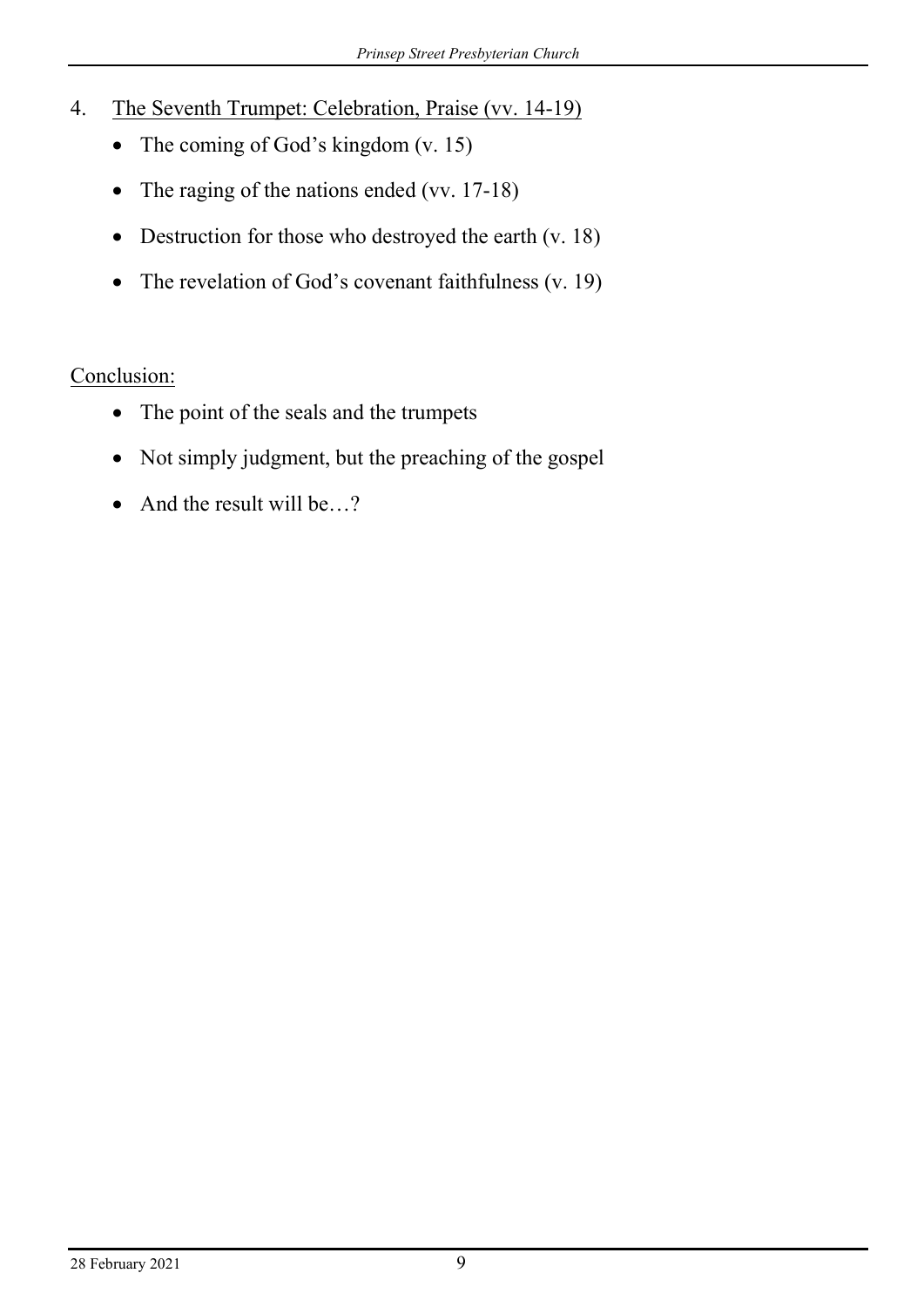4. <u>The Seventh Trumpet: Celebration, Praise (vv. 14-19)</u>
    - The coming of God's kingdom (v. 15)
    - The raging of the nations ended (vv. 17-18)
    - Destruction for those who destroyed the earth (v. 18)
    - The revelation of God's covenant faithfulness (v. 19)

<u>Conclusion:</u>

- The point of the seals and the trumpets
- Not simply judgment, but the preaching of the gospel
- And the result will be…?